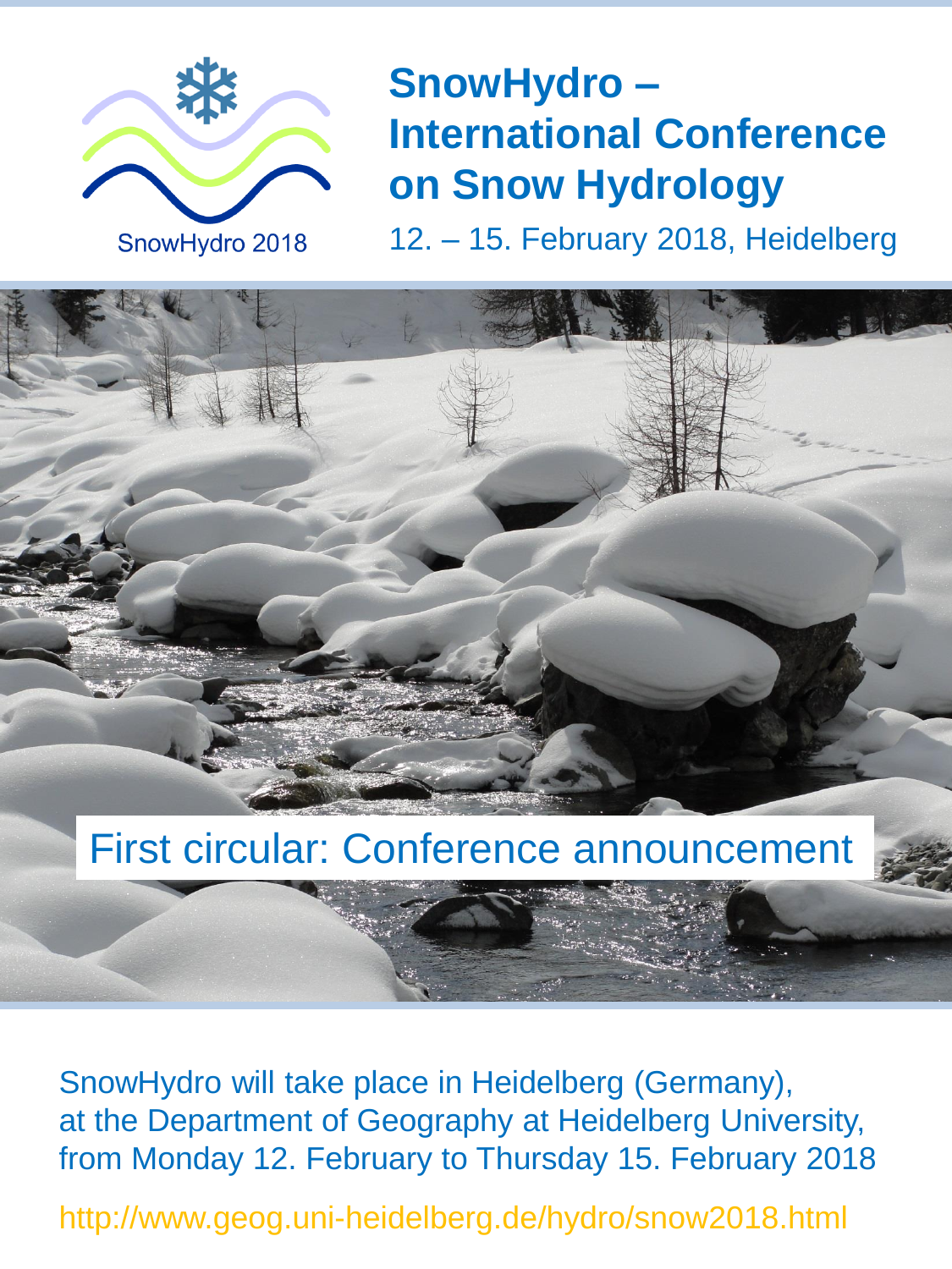SnowHydro 2018

# SnowHydro – International Conference on Snow Hydrology

12. – 15. February 2018, Heidelberg

## First circular: Conference announcement

SnowHydro will take place in Heidelberg (Germany), at the Department of Geography at Heidelberg University, from Monday 12. February to Thursday 15. February 2018

http://www.geog.uni-heidelberg.de/hydro/snow2018.html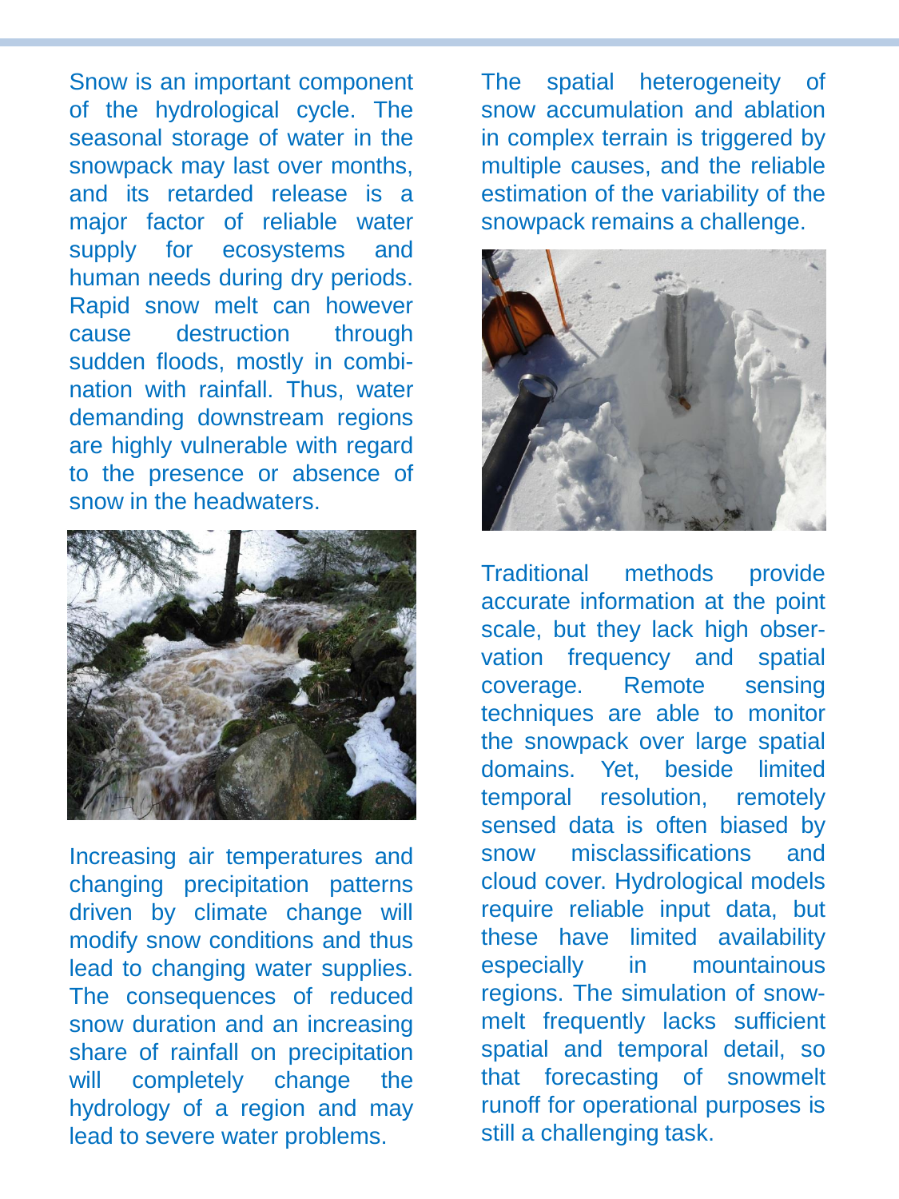Snow is an important component of the hydrological cycle. The seasonal storage of water in the snowpack may last over months, and its retarded release is a major factor of reliable water supply for ecosystems and human needs during dry periods. Rapid snow melt can however cause destruction through sudden floods, mostly in combination with rainfall. Thus, water demanding downstream regions are highly vulnerable with regard to the presence or absence of snow in the headwaters.

Increasing air temperatures and changing precipitation patterns driven by climate change will modify snow conditions and thus lead to changing water supplies. The consequences of reduced snow duration and an increasing share of rainfall on precipitation will completely change the hydrology of a region and may lead to severe water problems.

The spatial heterogeneity of snow accumulation and ablation in complex terrain is triggered by multiple causes, and the reliable estimation of the variability of the snowpack remains a challenge.

Traditional methods provide accurate information at the point scale, but they lack high observation frequency and spatial coverage. Remote sensing techniques are able to monitor the snowpack over large spatial domains. Yet, beside limited temporal resolution, remotely sensed data is often biased by snow misclassifications and cloud cover. Hydrological models require reliable input data, but these have limited availability especially in mountainous regions. The simulation of snowmelt frequently lacks sufficient spatial and temporal detail, so that forecasting of snowmelt runoff for operational purposes is still a challenging task.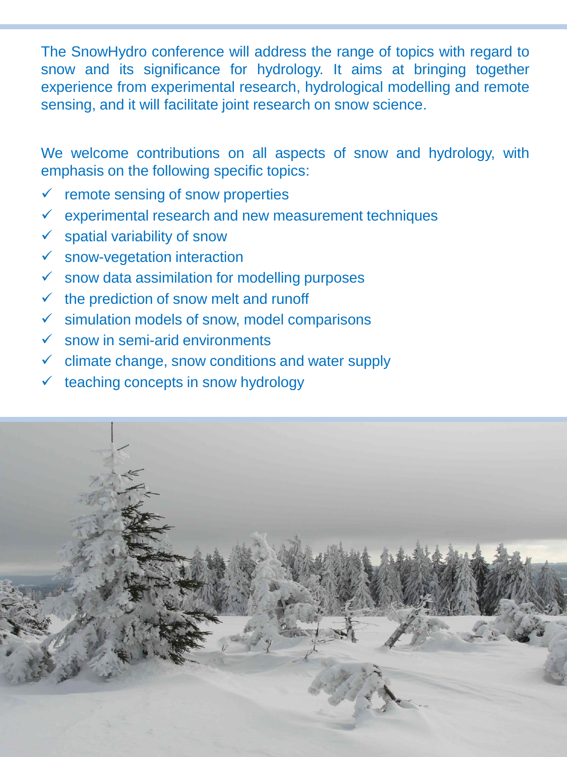The SnowHydro conference will address the range of topics with regard to snow and its significance for hydrology. It aims at bringing together experience from experimental research, hydrological modelling and remote sensing, and it will facilitate joint research on snow science.

We welcome contributions on all aspects of snow and hydrology, with emphasis on the following specific topics:

- ✓ remote sensing of snow properties
- ✓ experimental research and new measurement techniques
- ✓ spatial variability of snow
- ✓ snow-vegetation interaction
- ✓ snow data assimilation for modelling purposes
- ✓ the prediction of snow melt and runoff
- ✓ simulation models of snow, model comparisons
- ✓ snow in semi-arid environments
- ✓ climate change, snow conditions and water supply
- ✓ teaching concepts in snow hydrology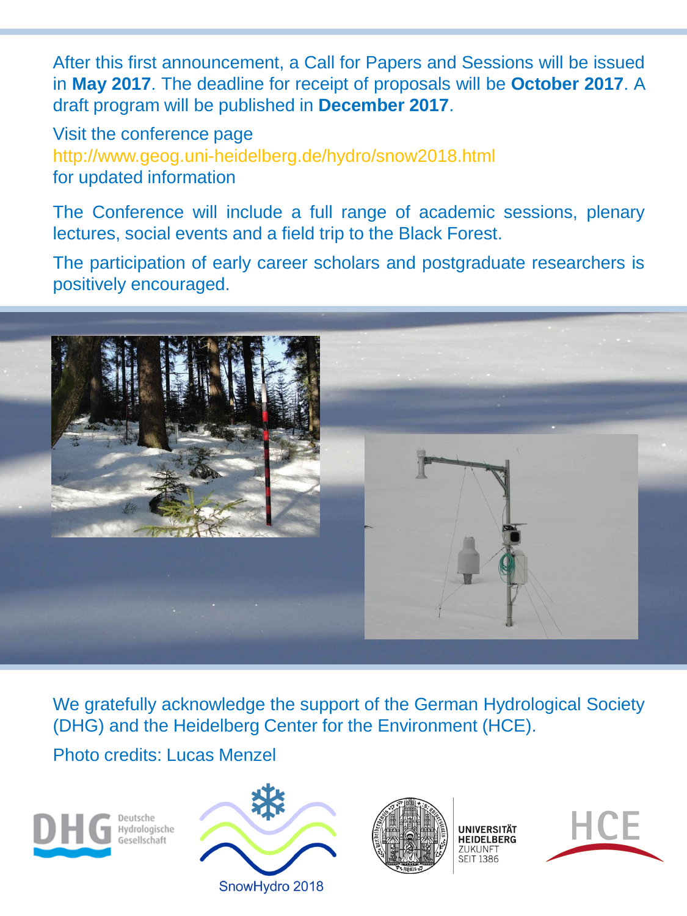After this first announcement, a Call for Papers and Sessions will be issued in **May 2017**. The deadline for receipt of proposals will be **October 2017**. A draft program will be published in **December 2017**.

Visit the conference page
http://www.geog.uni-heidelberg.de/hydro/snow2018.html
for updated information

The Conference will include a full range of academic sessions, plenary lectures, social events and a field trip to the Black Forest.

The participation of early career scholars and postgraduate researchers is positively encouraged.

We gratefully acknowledge the support of the German Hydrological Society (DHG) and the Heidelberg Center for the Environment (HCE).

Photo credits: Lucas Menzel